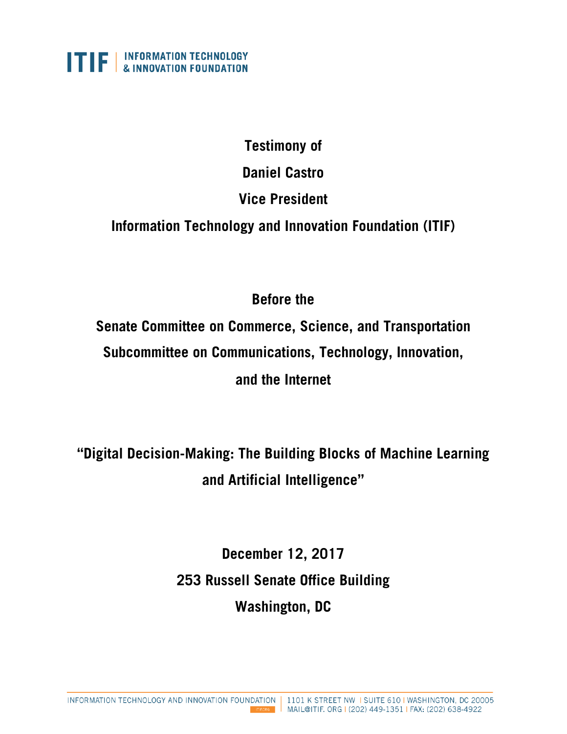ITIF | INFORMATION TECHNOLOGY & INNOVATION FOUNDATION

**Testimony of**

**Daniel Castro**

**Vice President**

**Information Technology and Innovation Foundation (ITIF)**

**Before the**

**Senate Committee on Commerce, Science, and Transportation**

**Subcommittee on Communications, Technology, Innovation, and the Internet**

# "Digital Decision-Making: The Building Blocks of Machine Learning and Artificial Intelligence"

**December 12, 2017**

**253 Russell Senate Office Building**

**Washington, DC**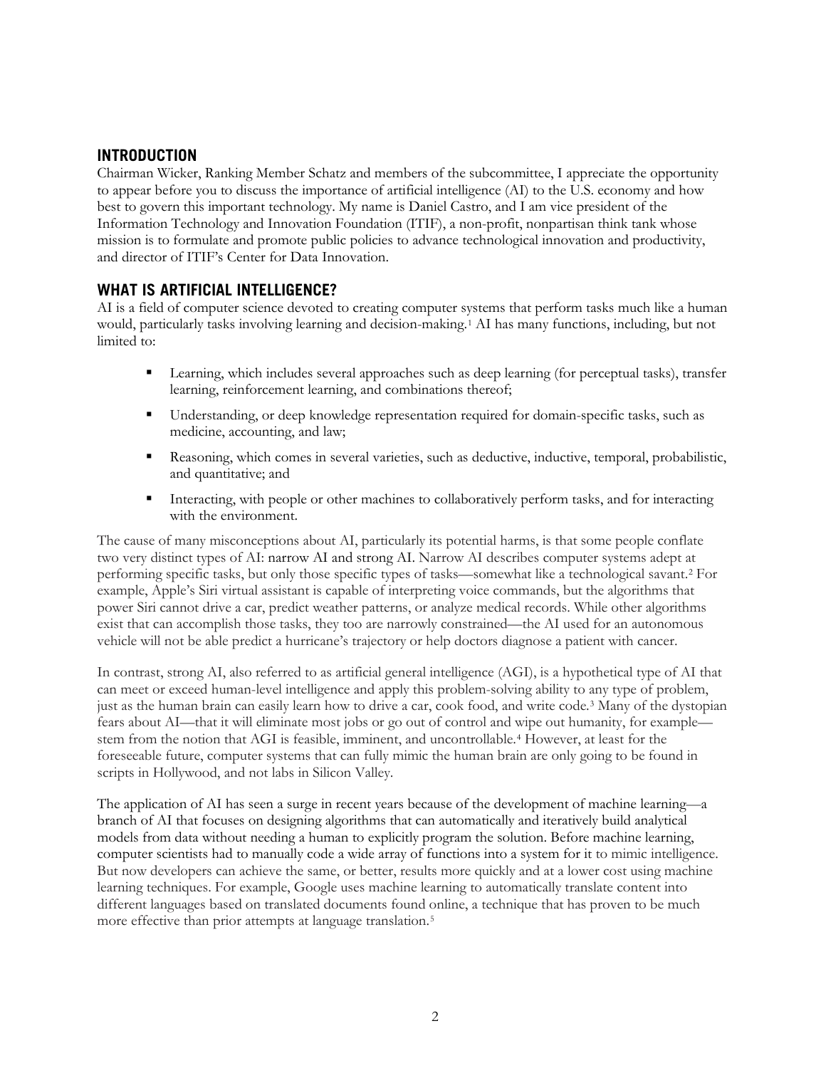## INTRODUCTION

Chairman Wicker, Ranking Member Schatz and members of the subcommittee, I appreciate the opportunity to appear before you to discuss the importance of artificial intelligence (AI) to the U.S. economy and how best to govern this important technology. My name is Daniel Castro, and I am vice president of the Information Technology and Innovation Foundation (ITIF), a non-profit, nonpartisan think tank whose mission is to formulate and promote public policies to advance technological innovation and productivity, and director of ITIF's Center for Data Innovation.

## WHAT IS ARTIFICIAL INTELLIGENCE?

AI is a field of computer science devoted to creating computer systems that perform tasks much like a human would, particularly tasks involving learning and decision-making.[1] AI has many functions, including, but not limited to:

- Learning, which includes several approaches such as deep learning (for perceptual tasks), transfer learning, reinforcement learning, and combinations thereof;
- Understanding, or deep knowledge representation required for domain-specific tasks, such as medicine, accounting, and law;
- Reasoning, which comes in several varieties, such as deductive, inductive, temporal, probabilistic, and quantitative; and
- Interacting, with people or other machines to collaboratively perform tasks, and for interacting with the environment.

The cause of many misconceptions about AI, particularly its potential harms, is that some people conflate two very distinct types of AI: narrow AI and strong AI. Narrow AI describes computer systems adept at performing specific tasks, but only those specific types of tasks—somewhat like a technological savant.[2] For example, Apple's Siri virtual assistant is capable of interpreting voice commands, but the algorithms that power Siri cannot drive a car, predict weather patterns, or analyze medical records. While other algorithms exist that can accomplish those tasks, they too are narrowly constrained—the AI used for an autonomous vehicle will not be able predict a hurricane's trajectory or help doctors diagnose a patient with cancer.

In contrast, strong AI, also referred to as artificial general intelligence (AGI), is a hypothetical type of AI that can meet or exceed human-level intelligence and apply this problem-solving ability to any type of problem, just as the human brain can easily learn how to drive a car, cook food, and write code.[3] Many of the dystopian fears about AI—that it will eliminate most jobs or go out of control and wipe out humanity, for example—stem from the notion that AGI is feasible, imminent, and uncontrollable.[4] However, at least for the foreseeable future, computer systems that can fully mimic the human brain are only going to be found in scripts in Hollywood, and not labs in Silicon Valley.

The application of AI has seen a surge in recent years because of the development of machine learning—a branch of AI that focuses on designing algorithms that can automatically and iteratively build analytical models from data without needing a human to explicitly program the solution. Before machine learning, computer scientists had to manually code a wide array of functions into a system for it to mimic intelligence. But now developers can achieve the same, or better, results more quickly and at a lower cost using machine learning techniques. For example, Google uses machine learning to automatically translate content into different languages based on translated documents found online, a technique that has proven to be much more effective than prior attempts at language translation.[5]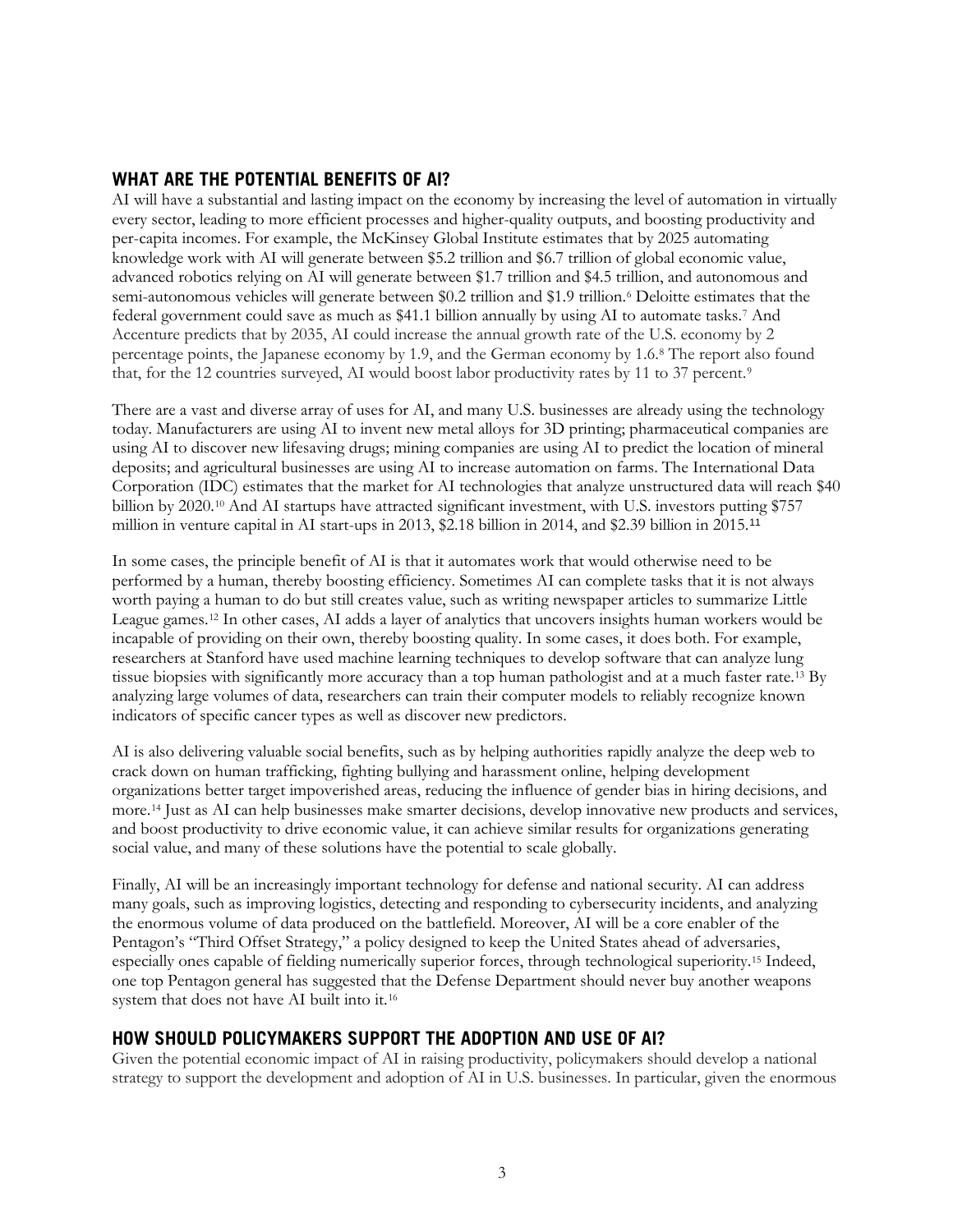## WHAT ARE THE POTENTIAL BENEFITS OF AI?

AI will have a substantial and lasting impact on the economy by increasing the level of automation in virtually every sector, leading to more efficient processes and higher-quality outputs, and boosting productivity and per-capita incomes. For example, the McKinsey Global Institute estimates that by 2025 automating knowledge work with AI will generate between $5.2 trillion and $6.7 trillion of global economic value, advanced robotics relying on AI will generate between $1.7 trillion and $4.5 trillion, and autonomous and semi-autonomous vehicles will generate between $0.2 trillion and $1.9 trillion.[6] Deloitte estimates that the federal government could save as much as $41.1 billion annually by using AI to automate tasks.[7] And Accenture predicts that by 2035, AI could increase the annual growth rate of the U.S. economy by 2 percentage points, the Japanese economy by 1.9, and the German economy by 1.6.[8] The report also found that, for the 12 countries surveyed, AI would boost labor productivity rates by 11 to 37 percent.[9]

There are a vast and diverse array of uses for AI, and many U.S. businesses are already using the technology today. Manufacturers are using AI to invent new metal alloys for 3D printing; pharmaceutical companies are using AI to discover new lifesaving drugs; mining companies are using AI to predict the location of mineral deposits; and agricultural businesses are using AI to increase automation on farms. The International Data Corporation (IDC) estimates that the market for AI technologies that analyze unstructured data will reach $40 billion by 2020.[10] And AI startups have attracted significant investment, with U.S. investors putting $757 million in venture capital in AI start-ups in 2013, $2.18 billion in 2014, and $2.39 billion in 2015.[11]

In some cases, the principle benefit of AI is that it automates work that would otherwise need to be performed by a human, thereby boosting efficiency. Sometimes AI can complete tasks that it is not always worth paying a human to do but still creates value, such as writing newspaper articles to summarize Little League games.[12] In other cases, AI adds a layer of analytics that uncovers insights human workers would be incapable of providing on their own, thereby boosting quality. In some cases, it does both. For example, researchers at Stanford have used machine learning techniques to develop software that can analyze lung tissue biopsies with significantly more accuracy than a top human pathologist and at a much faster rate.[13] By analyzing large volumes of data, researchers can train their computer models to reliably recognize known indicators of specific cancer types as well as discover new predictors.

AI is also delivering valuable social benefits, such as by helping authorities rapidly analyze the deep web to crack down on human trafficking, fighting bullying and harassment online, helping development organizations better target impoverished areas, reducing the influence of gender bias in hiring decisions, and more.[14] Just as AI can help businesses make smarter decisions, develop innovative new products and services, and boost productivity to drive economic value, it can achieve similar results for organizations generating social value, and many of these solutions have the potential to scale globally.

Finally, AI will be an increasingly important technology for defense and national security. AI can address many goals, such as improving logistics, detecting and responding to cybersecurity incidents, and analyzing the enormous volume of data produced on the battlefield. Moreover, AI will be a core enabler of the Pentagon's "Third Offset Strategy," a policy designed to keep the United States ahead of adversaries, especially ones capable of fielding numerically superior forces, through technological superiority.[15] Indeed, one top Pentagon general has suggested that the Defense Department should never buy another weapons system that does not have AI built into it.[16]

## HOW SHOULD POLICYMAKERS SUPPORT THE ADOPTION AND USE OF AI?

Given the potential economic impact of AI in raising productivity, policymakers should develop a national strategy to support the development and adoption of AI in U.S. businesses. In particular, given the enormous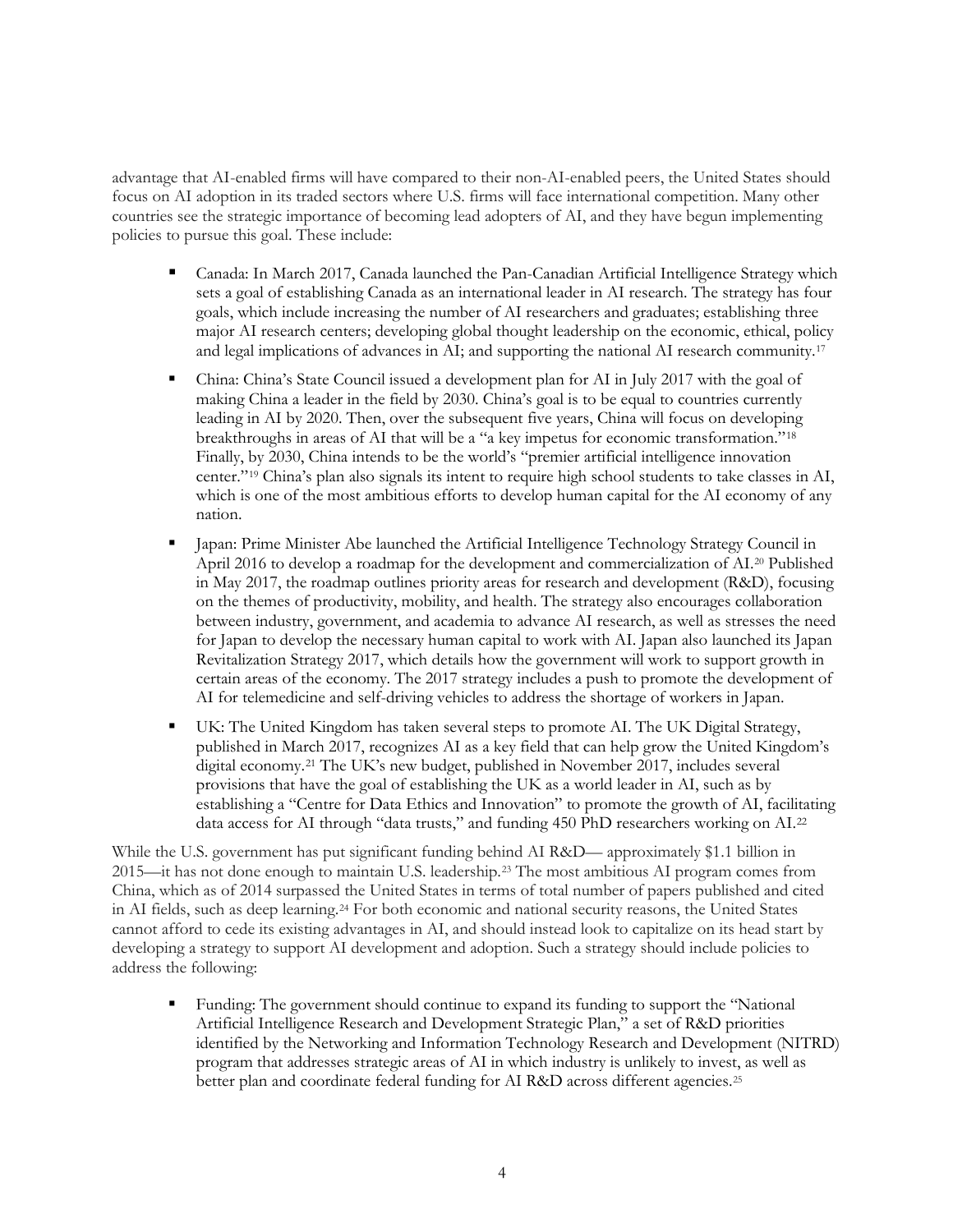advantage that AI-enabled firms will have compared to their non-AI-enabled peers, the United States should focus on AI adoption in its traded sectors where U.S. firms will face international competition. Many other countries see the strategic importance of becoming lead adopters of AI, and they have begun implementing policies to pursue this goal. These include:

- Canada: In March 2017, Canada launched the Pan-Canadian Artificial Intelligence Strategy which sets a goal of establishing Canada as an international leader in AI research. The strategy has four goals, which include increasing the number of AI researchers and graduates; establishing three major AI research centers; developing global thought leadership on the economic, ethical, policy and legal implications of advances in AI; and supporting the national AI research community.[17]
- China: China's State Council issued a development plan for AI in July 2017 with the goal of making China a leader in the field by 2030. China's goal is to be equal to countries currently leading in AI by 2020. Then, over the subsequent five years, China will focus on developing breakthroughs in areas of AI that will be a "a key impetus for economic transformation."[18] Finally, by 2030, China intends to be the world's "premier artificial intelligence innovation center."[19] China's plan also signals its intent to require high school students to take classes in AI, which is one of the most ambitious efforts to develop human capital for the AI economy of any nation.
- Japan: Prime Minister Abe launched the Artificial Intelligence Technology Strategy Council in April 2016 to develop a roadmap for the development and commercialization of AI.[20] Published in May 2017, the roadmap outlines priority areas for research and development (R&D), focusing on the themes of productivity, mobility, and health. The strategy also encourages collaboration between industry, government, and academia to advance AI research, as well as stresses the need for Japan to develop the necessary human capital to work with AI. Japan also launched its Japan Revitalization Strategy 2017, which details how the government will work to support growth in certain areas of the economy. The 2017 strategy includes a push to promote the development of AI for telemedicine and self-driving vehicles to address the shortage of workers in Japan.
- UK: The United Kingdom has taken several steps to promote AI. The UK Digital Strategy, published in March 2017, recognizes AI as a key field that can help grow the United Kingdom's digital economy.[21] The UK's new budget, published in November 2017, includes several provisions that have the goal of establishing the UK as a world leader in AI, such as by establishing a "Centre for Data Ethics and Innovation" to promote the growth of AI, facilitating data access for AI through "data trusts," and funding 450 PhD researchers working on AI.[22]

While the U.S. government has put significant funding behind AI R&D— approximately $1.1 billion in 2015—it has not done enough to maintain U.S. leadership.[23] The most ambitious AI program comes from China, which as of 2014 surpassed the United States in terms of total number of papers published and cited in AI fields, such as deep learning.[24] For both economic and national security reasons, the United States cannot afford to cede its existing advantages in AI, and should instead look to capitalize on its head start by developing a strategy to support AI development and adoption. Such a strategy should include policies to address the following:

- Funding: The government should continue to expand its funding to support the "National Artificial Intelligence Research and Development Strategic Plan," a set of R&D priorities identified by the Networking and Information Technology Research and Development (NITRD) program that addresses strategic areas of AI in which industry is unlikely to invest, as well as better plan and coordinate federal funding for AI R&D across different agencies.[25]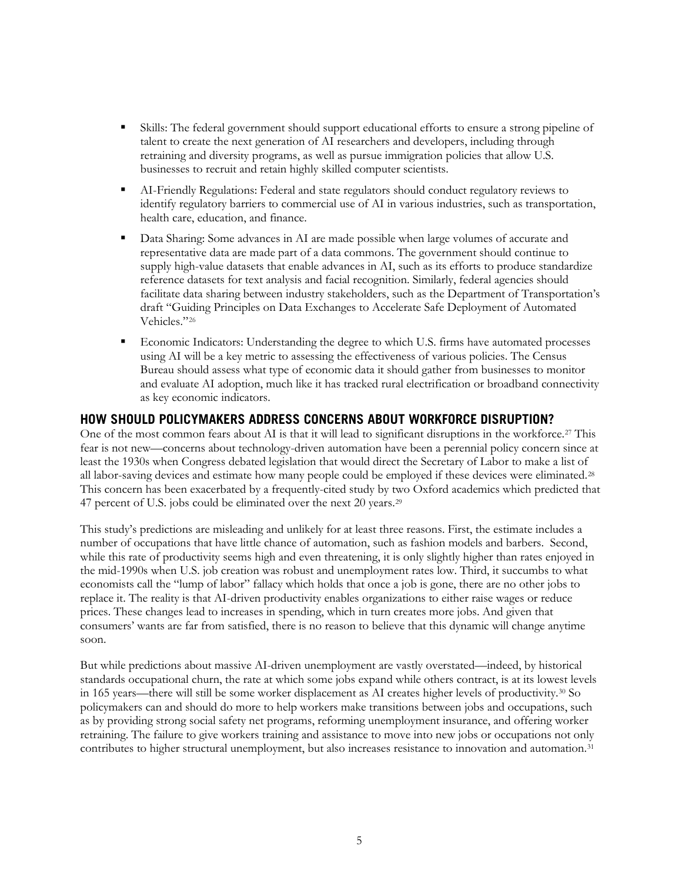- Skills: The federal government should support educational efforts to ensure a strong pipeline of talent to create the next generation of AI researchers and developers, including through retraining and diversity programs, as well as pursue immigration policies that allow U.S. businesses to recruit and retain highly skilled computer scientists.
- AI-Friendly Regulations: Federal and state regulators should conduct regulatory reviews to identify regulatory barriers to commercial use of AI in various industries, such as transportation, health care, education, and finance.
- Data Sharing: Some advances in AI are made possible when large volumes of accurate and representative data are made part of a data commons. The government should continue to supply high-value datasets that enable advances in AI, such as its efforts to produce standardize reference datasets for text analysis and facial recognition. Similarly, federal agencies should facilitate data sharing between industry stakeholders, such as the Department of Transportation's draft "Guiding Principles on Data Exchanges to Accelerate Safe Deployment of Automated Vehicles."[26]
- Economic Indicators: Understanding the degree to which U.S. firms have automated processes using AI will be a key metric to assessing the effectiveness of various policies. The Census Bureau should assess what type of economic data it should gather from businesses to monitor and evaluate AI adoption, much like it has tracked rural electrification or broadband connectivity as key economic indicators.

## HOW SHOULD POLICYMAKERS ADDRESS CONCERNS ABOUT WORKFORCE DISRUPTION?

One of the most common fears about AI is that it will lead to significant disruptions in the workforce.[27] This fear is not new—concerns about technology-driven automation have been a perennial policy concern since at least the 1930s when Congress debated legislation that would direct the Secretary of Labor to make a list of all labor-saving devices and estimate how many people could be employed if these devices were eliminated.[28] This concern has been exacerbated by a frequently-cited study by two Oxford academics which predicted that 47 percent of U.S. jobs could be eliminated over the next 20 years.[29]

This study's predictions are misleading and unlikely for at least three reasons. First, the estimate includes a number of occupations that have little chance of automation, such as fashion models and barbers. Second, while this rate of productivity seems high and even threatening, it is only slightly higher than rates enjoyed in the mid-1990s when U.S. job creation was robust and unemployment rates low. Third, it succumbs to what economists call the "lump of labor" fallacy which holds that once a job is gone, there are no other jobs to replace it. The reality is that AI-driven productivity enables organizations to either raise wages or reduce prices. These changes lead to increases in spending, which in turn creates more jobs. And given that consumers' wants are far from satisfied, there is no reason to believe that this dynamic will change anytime soon.

But while predictions about massive AI-driven unemployment are vastly overstated—indeed, by historical standards occupational churn, the rate at which some jobs expand while others contract, is at its lowest levels in 165 years—there will still be some worker displacement as AI creates higher levels of productivity.[30] So policymakers can and should do more to help workers make transitions between jobs and occupations, such as by providing strong social safety net programs, reforming unemployment insurance, and offering worker retraining. The failure to give workers training and assistance to move into new jobs or occupations not only contributes to higher structural unemployment, but also increases resistance to innovation and automation.[31]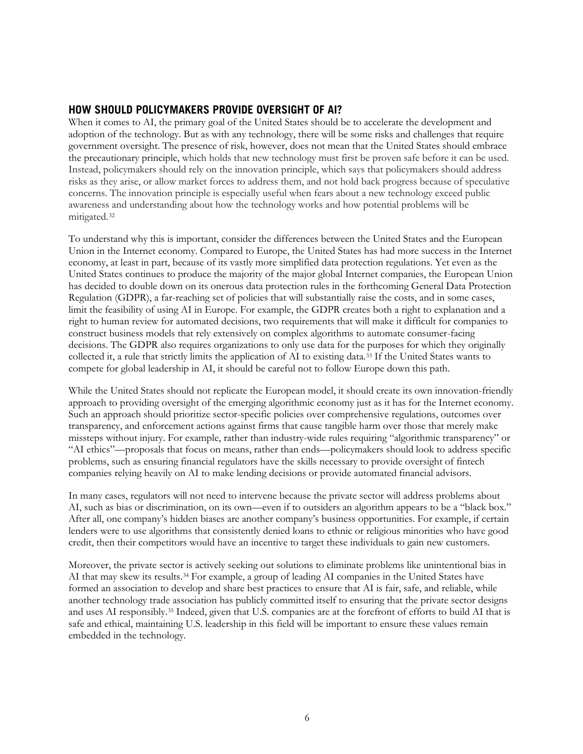## HOW SHOULD POLICYMAKERS PROVIDE OVERSIGHT OF AI?

When it comes to AI, the primary goal of the United States should be to accelerate the development and adoption of the technology. But as with any technology, there will be some risks and challenges that require government oversight. The presence of risk, however, does not mean that the United States should embrace the precautionary principle, which holds that new technology must first be proven safe before it can be used. Instead, policymakers should rely on the innovation principle, which says that policymakers should address risks as they arise, or allow market forces to address them, and not hold back progress because of speculative concerns. The innovation principle is especially useful when fears about a new technology exceed public awareness and understanding about how the technology works and how potential problems will be mitigated.[32]

To understand why this is important, consider the differences between the United States and the European Union in the Internet economy. Compared to Europe, the United States has had more success in the Internet economy, at least in part, because of its vastly more simplified data protection regulations. Yet even as the United States continues to produce the majority of the major global Internet companies, the European Union has decided to double down on its onerous data protection rules in the forthcoming General Data Protection Regulation (GDPR), a far-reaching set of policies that will substantially raise the costs, and in some cases, limit the feasibility of using AI in Europe. For example, the GDPR creates both a right to explanation and a right to human review for automated decisions, two requirements that will make it difficult for companies to construct business models that rely extensively on complex algorithms to automate consumer-facing decisions. The GDPR also requires organizations to only use data for the purposes for which they originally collected it, a rule that strictly limits the application of AI to existing data.[33] If the United States wants to compete for global leadership in AI, it should be careful not to follow Europe down this path.

While the United States should not replicate the European model, it should create its own innovation-friendly approach to providing oversight of the emerging algorithmic economy just as it has for the Internet economy. Such an approach should prioritize sector-specific policies over comprehensive regulations, outcomes over transparency, and enforcement actions against firms that cause tangible harm over those that merely make missteps without injury. For example, rather than industry-wide rules requiring "algorithmic transparency" or "AI ethics"—proposals that focus on means, rather than ends—policymakers should look to address specific problems, such as ensuring financial regulators have the skills necessary to provide oversight of fintech companies relying heavily on AI to make lending decisions or provide automated financial advisors.

In many cases, regulators will not need to intervene because the private sector will address problems about AI, such as bias or discrimination, on its own—even if to outsiders an algorithm appears to be a "black box." After all, one company's hidden biases are another company's business opportunities. For example, if certain lenders were to use algorithms that consistently denied loans to ethnic or religious minorities who have good credit, then their competitors would have an incentive to target these individuals to gain new customers.

Moreover, the private sector is actively seeking out solutions to eliminate problems like unintentional bias in AI that may skew its results.[34] For example, a group of leading AI companies in the United States have formed an association to develop and share best practices to ensure that AI is fair, safe, and reliable, while another technology trade association has publicly committed itself to ensuring that the private sector designs and uses AI responsibly.[35] Indeed, given that U.S. companies are at the forefront of efforts to build AI that is safe and ethical, maintaining U.S. leadership in this field will be important to ensure these values remain embedded in the technology.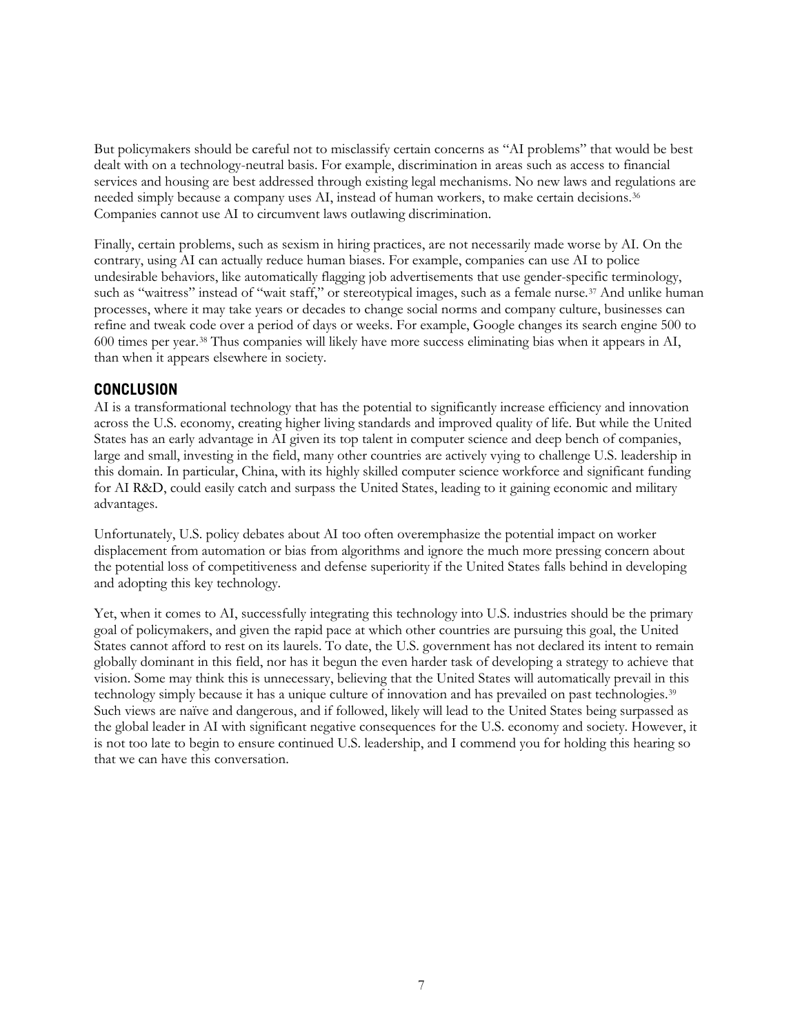But policymakers should be careful not to misclassify certain concerns as "AI problems" that would be best dealt with on a technology-neutral basis. For example, discrimination in areas such as access to financial services and housing are best addressed through existing legal mechanisms. No new laws and regulations are needed simply because a company uses AI, instead of human workers, to make certain decisions.[36] Companies cannot use AI to circumvent laws outlawing discrimination.

Finally, certain problems, such as sexism in hiring practices, are not necessarily made worse by AI. On the contrary, using AI can actually reduce human biases. For example, companies can use AI to police undesirable behaviors, like automatically flagging job advertisements that use gender-specific terminology, such as "waitress" instead of "wait staff," or stereotypical images, such as a female nurse.[37] And unlike human processes, where it may take years or decades to change social norms and company culture, businesses can refine and tweak code over a period of days or weeks. For example, Google changes its search engine 500 to 600 times per year.[38] Thus companies will likely have more success eliminating bias when it appears in AI, than when it appears elsewhere in society.

## CONCLUSION

AI is a transformational technology that has the potential to significantly increase efficiency and innovation across the U.S. economy, creating higher living standards and improved quality of life. But while the United States has an early advantage in AI given its top talent in computer science and deep bench of companies, large and small, investing in the field, many other countries are actively vying to challenge U.S. leadership in this domain. In particular, China, with its highly skilled computer science workforce and significant funding for AI R&D, could easily catch and surpass the United States, leading to it gaining economic and military advantages.

Unfortunately, U.S. policy debates about AI too often overemphasize the potential impact on worker displacement from automation or bias from algorithms and ignore the much more pressing concern about the potential loss of competitiveness and defense superiority if the United States falls behind in developing and adopting this key technology.

Yet, when it comes to AI, successfully integrating this technology into U.S. industries should be the primary goal of policymakers, and given the rapid pace at which other countries are pursuing this goal, the United States cannot afford to rest on its laurels. To date, the U.S. government has not declared its intent to remain globally dominant in this field, nor has it begun the even harder task of developing a strategy to achieve that vision. Some may think this is unnecessary, believing that the United States will automatically prevail in this technology simply because it has a unique culture of innovation and has prevailed on past technologies.[39] Such views are naïve and dangerous, and if followed, likely will lead to the United States being surpassed as the global leader in AI with significant negative consequences for the U.S. economy and society. However, it is not too late to begin to ensure continued U.S. leadership, and I commend you for holding this hearing so that we can have this conversation.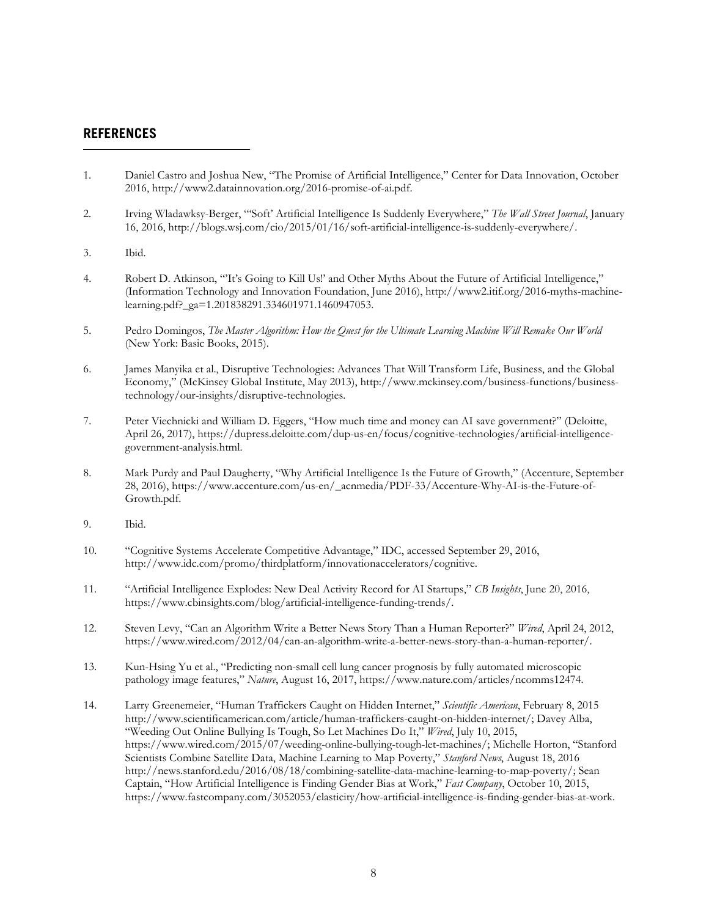## REFERENCES

1. Daniel Castro and Joshua New, "The Promise of Artificial Intelligence," Center for Data Innovation, October 2016, http://www2.datainnovation.org/2016-promise-of-ai.pdf.

2. Irving Wladawksy-Berger, "'Soft' Artificial Intelligence Is Suddenly Everywhere," *The Wall Street Journal*, January 16, 2016, http://blogs.wsj.com/cio/2015/01/16/soft-artificial-intelligence-is-suddenly-everywhere/.

3. Ibid.

4. Robert D. Atkinson, "'It's Going to Kill Us!' and Other Myths About the Future of Artificial Intelligence," (Information Technology and Innovation Foundation, June 2016), http://www2.itif.org/2016-myths-machine-learning.pdf?_ga=1.201838291.334601971.1460947053.

5. Pedro Domingos, *The Master Algorithm: How the Quest for the Ultimate Learning Machine Will Remake Our World* (New York: Basic Books, 2015).

6. James Manyika et al., Disruptive Technologies: Advances That Will Transform Life, Business, and the Global Economy," (McKinsey Global Institute, May 2013), http://www.mckinsey.com/business-functions/business-technology/our-insights/disruptive-technologies.

7. Peter Viechnicki and William D. Eggers, "How much time and money can AI save government?" (Deloitte, April 26, 2017), https://dupress.deloitte.com/dup-us-en/focus/cognitive-technologies/artificial-intelligence-government-analysis.html.

8. Mark Purdy and Paul Daugherty, "Why Artificial Intelligence Is the Future of Growth," (Accenture, September 28, 2016), https://www.accenture.com/us-en/_acnmedia/PDF-33/Accenture-Why-AI-is-the-Future-of-Growth.pdf.

9. Ibid.

10. "Cognitive Systems Accelerate Competitive Advantage," IDC, accessed September 29, 2016, http://www.idc.com/promo/thirdplatform/innovationaccelerators/cognitive.

11. "Artificial Intelligence Explodes: New Deal Activity Record for AI Startups," *CB Insights*, June 20, 2016, https://www.cbinsights.com/blog/artificial-intelligence-funding-trends/.

12. Steven Levy, "Can an Algorithm Write a Better News Story Than a Human Reporter?" *Wired*, April 24, 2012, https://www.wired.com/2012/04/can-an-algorithm-write-a-better-news-story-than-a-human-reporter/.

13. Kun-Hsing Yu et al., "Predicting non-small cell lung cancer prognosis by fully automated microscopic pathology image features," *Nature*, August 16, 2017, https://www.nature.com/articles/ncomms12474.

14. Larry Greenemeier, "Human Traffickers Caught on Hidden Internet," *Scientific American*, February 8, 2015 http://www.scientificamerican.com/article/human-traffickers-caught-on-hidden-internet/; Davey Alba, "Weeding Out Online Bullying Is Tough, So Let Machines Do It," *Wired*, July 10, 2015, https://www.wired.com/2015/07/weeding-online-bullying-tough-let-machines/; Michelle Horton, "Stanford Scientists Combine Satellite Data, Machine Learning to Map Poverty," *Stanford News*, August 18, 2016 http://news.stanford.edu/2016/08/18/combining-satellite-data-machine-learning-to-map-poverty/; Sean Captain, "How Artificial Intelligence is Finding Gender Bias at Work," *Fast Company*, October 10, 2015, https://www.fastcompany.com/3052053/elasticity/how-artificial-intelligence-is-finding-gender-bias-at-work.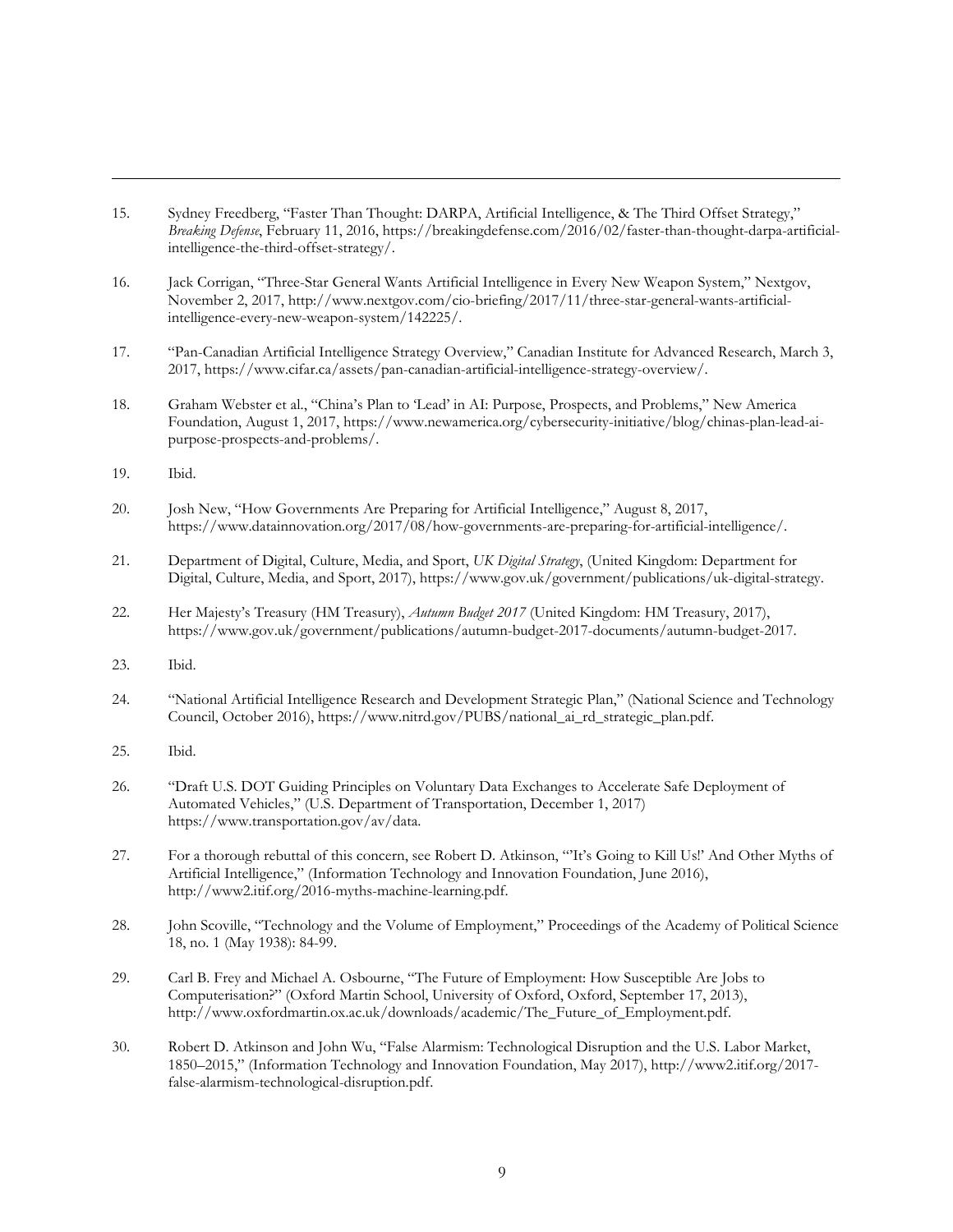15. Sydney Freedberg, "Faster Than Thought: DARPA, Artificial Intelligence, & The Third Offset Strategy," *Breaking Defense*, February 11, 2016, https://breakingdefense.com/2016/02/faster-than-thought-darpa-artificial-intelligence-the-third-offset-strategy/.

16. Jack Corrigan, "Three-Star General Wants Artificial Intelligence in Every New Weapon System," Nextgov, November 2, 2017, http://www.nextgov.com/cio-briefing/2017/11/three-star-general-wants-artificial-intelligence-every-new-weapon-system/142225/.

17. "Pan-Canadian Artificial Intelligence Strategy Overview," Canadian Institute for Advanced Research, March 3, 2017, https://www.cifar.ca/assets/pan-canadian-artificial-intelligence-strategy-overview/.

18. Graham Webster et al., "China's Plan to 'Lead' in AI: Purpose, Prospects, and Problems," New America Foundation, August 1, 2017, https://www.newamerica.org/cybersecurity-initiative/blog/chinas-plan-lead-ai-purpose-prospects-and-problems/.

19. Ibid.

20. Josh New, "How Governments Are Preparing for Artificial Intelligence," August 8, 2017, https://www.datainnovation.org/2017/08/how-governments-are-preparing-for-artificial-intelligence/.

21. Department of Digital, Culture, Media, and Sport, *UK Digital Strategy*, (United Kingdom: Department for Digital, Culture, Media, and Sport, 2017), https://www.gov.uk/government/publications/uk-digital-strategy.

22. Her Majesty's Treasury (HM Treasury), *Autumn Budget 2017* (United Kingdom: HM Treasury, 2017), https://www.gov.uk/government/publications/autumn-budget-2017-documents/autumn-budget-2017.

23. Ibid.

24. "National Artificial Intelligence Research and Development Strategic Plan," (National Science and Technology Council, October 2016), https://www.nitrd.gov/PUBS/national_ai_rd_strategic_plan.pdf.

25. Ibid.

26. "Draft U.S. DOT Guiding Principles on Voluntary Data Exchanges to Accelerate Safe Deployment of Automated Vehicles," (U.S. Department of Transportation, December 1, 2017) https://www.transportation.gov/av/data.

27. For a thorough rebuttal of this concern, see Robert D. Atkinson, "'It's Going to Kill Us!' And Other Myths of Artificial Intelligence," (Information Technology and Innovation Foundation, June 2016), http://www2.itif.org/2016-myths-machine-learning.pdf.

28. John Scoville, "Technology and the Volume of Employment," Proceedings of the Academy of Political Science 18, no. 1 (May 1938): 84-99.

29. Carl B. Frey and Michael A. Osbourne, "The Future of Employment: How Susceptible Are Jobs to Computerisation?" (Oxford Martin School, University of Oxford, Oxford, September 17, 2013), http://www.oxfordmartin.ox.ac.uk/downloads/academic/The_Future_of_Employment.pdf.

30. Robert D. Atkinson and John Wu, "False Alarmism: Technological Disruption and the U.S. Labor Market, 1850–2015," (Information Technology and Innovation Foundation, May 2017), http://www2.itif.org/2017-false-alarmism-technological-disruption.pdf.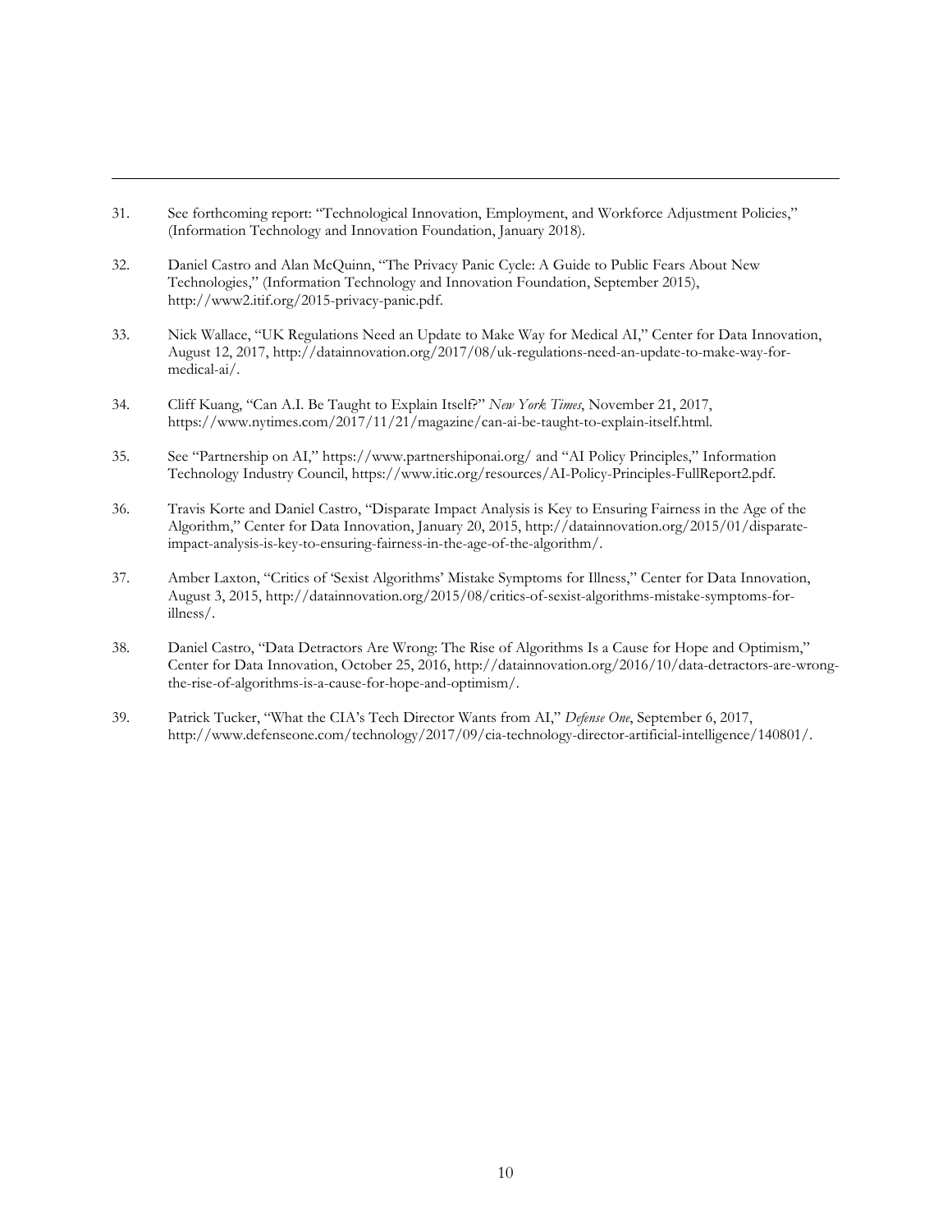31. See forthcoming report: "Technological Innovation, Employment, and Workforce Adjustment Policies," (Information Technology and Innovation Foundation, January 2018).

32. Daniel Castro and Alan McQuinn, "The Privacy Panic Cycle: A Guide to Public Fears About New Technologies," (Information Technology and Innovation Foundation, September 2015), http://www2.itif.org/2015-privacy-panic.pdf.

33. Nick Wallace, "UK Regulations Need an Update to Make Way for Medical AI," Center for Data Innovation, August 12, 2017, http://datainnovation.org/2017/08/uk-regulations-need-an-update-to-make-way-for-medical-ai/.

34. Cliff Kuang, "Can A.I. Be Taught to Explain Itself?" *New York Times*, November 21, 2017, https://www.nytimes.com/2017/11/21/magazine/can-ai-be-taught-to-explain-itself.html.

35. See "Partnership on AI," https://www.partnershiponai.org/ and "AI Policy Principles," Information Technology Industry Council, https://www.itic.org/resources/AI-Policy-Principles-FullReport2.pdf.

36. Travis Korte and Daniel Castro, "Disparate Impact Analysis is Key to Ensuring Fairness in the Age of the Algorithm," Center for Data Innovation, January 20, 2015, http://datainnovation.org/2015/01/disparate-impact-analysis-is-key-to-ensuring-fairness-in-the-age-of-the-algorithm/.

37. Amber Laxton, "Critics of 'Sexist Algorithms' Mistake Symptoms for Illness," Center for Data Innovation, August 3, 2015, http://datainnovation.org/2015/08/critics-of-sexist-algorithms-mistake-symptoms-for-illness/.

38. Daniel Castro, "Data Detractors Are Wrong: The Rise of Algorithms Is a Cause for Hope and Optimism," Center for Data Innovation, October 25, 2016, http://datainnovation.org/2016/10/data-detractors-are-wrong-the-rise-of-algorithms-is-a-cause-for-hope-and-optimism/.

39. Patrick Tucker, "What the CIA's Tech Director Wants from AI," *Defense One*, September 6, 2017, http://www.defenseone.com/technology/2017/09/cia-technology-director-artificial-intelligence/140801/.